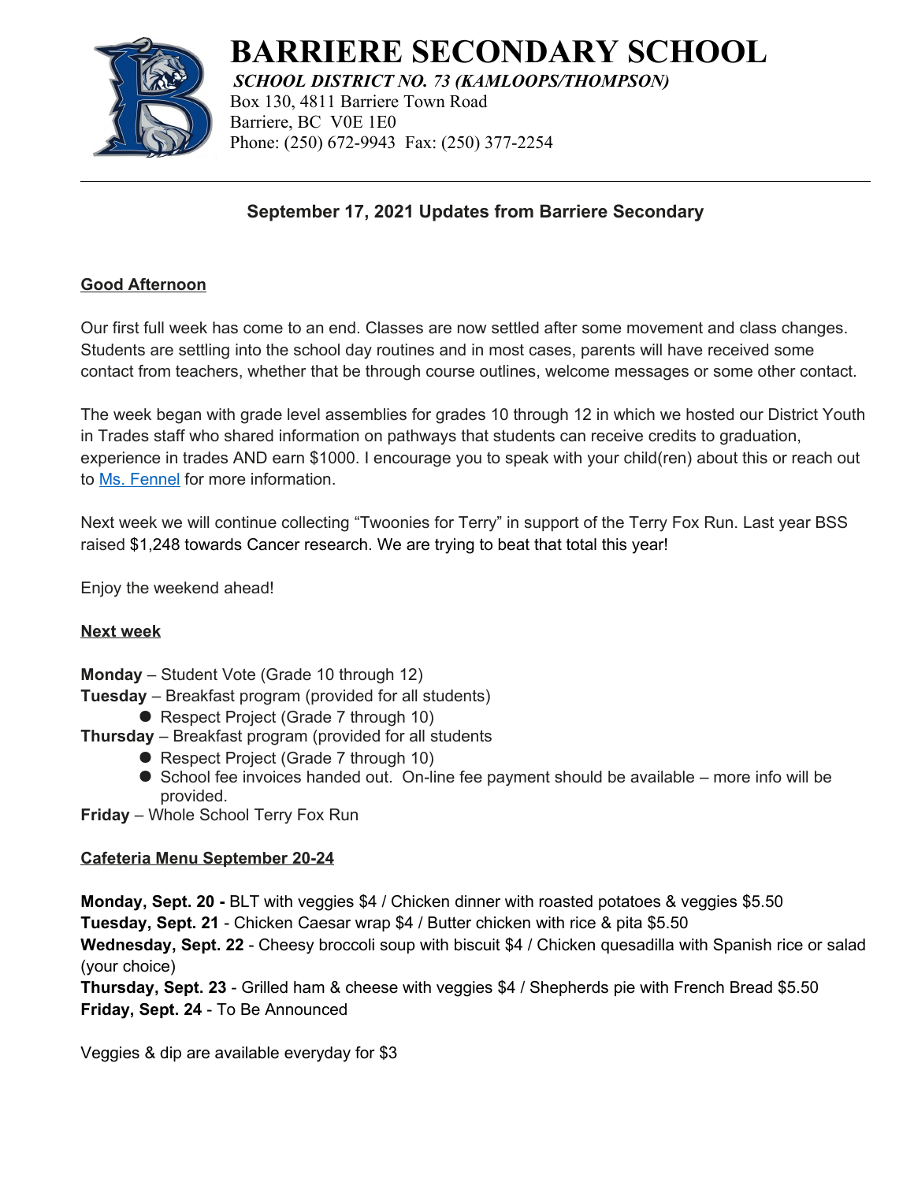# BARRIERE SECONDARY SCHOOL

***SCHOOL DISTRICT NO. 73 (KAMLOOPS/THOMPSON)***

Box 130, 4811 Barriere Town Road
Barriere, BC V0E 1E0
Phone: (250) 672-9943 Fax: (250) 377-2254

---

## September 17, 2021 Updates from Barriere Secondary

### Good Afternoon

Our first full week has come to an end. Classes are now settled after some movement and class changes. Students are settling into the school day routines and in most cases, parents will have received some contact from teachers, whether that be through course outlines, welcome messages or some other contact.

The week began with grade level assemblies for grades 10 through 12 in which we hosted our District Youth in Trades staff who shared information on pathways that students can receive credits to graduation, experience in trades AND earn $1000. I encourage you to speak with your child(ren) about this or reach out to Ms. Fennel for more information.

Next week we will continue collecting "Twoonies for Terry" in support of the Terry Fox Run. Last year BSS raised $1,248 towards Cancer research. We are trying to beat that total this year!

Enjoy the weekend ahead!

### Next week

**Monday** – Student Vote (Grade 10 through 12)
**Tuesday** – Breakfast program (provided for all students)
- Respect Project (Grade 7 through 10)

**Thursday** – Breakfast program (provided for all students
- Respect Project (Grade 7 through 10)
- School fee invoices handed out. On-line fee payment should be available – more info will be provided.

**Friday** – Whole School Terry Fox Run

### Cafeteria Menu September 20-24

**Monday, Sept. 20 -** BLT with veggies $4 / Chicken dinner with roasted potatoes & veggies $5.50
**Tuesday, Sept. 21** - Chicken Caesar wrap $4 / Butter chicken with rice & pita $5.50
**Wednesday, Sept. 22** - Cheesy broccoli soup with biscuit $4 / Chicken quesadilla with Spanish rice or salad (your choice)
**Thursday, Sept. 23** - Grilled ham & cheese with veggies $4 / Shepherds pie with French Bread $5.50
**Friday, Sept. 24** - To Be Announced

Veggies & dip are available everyday for $3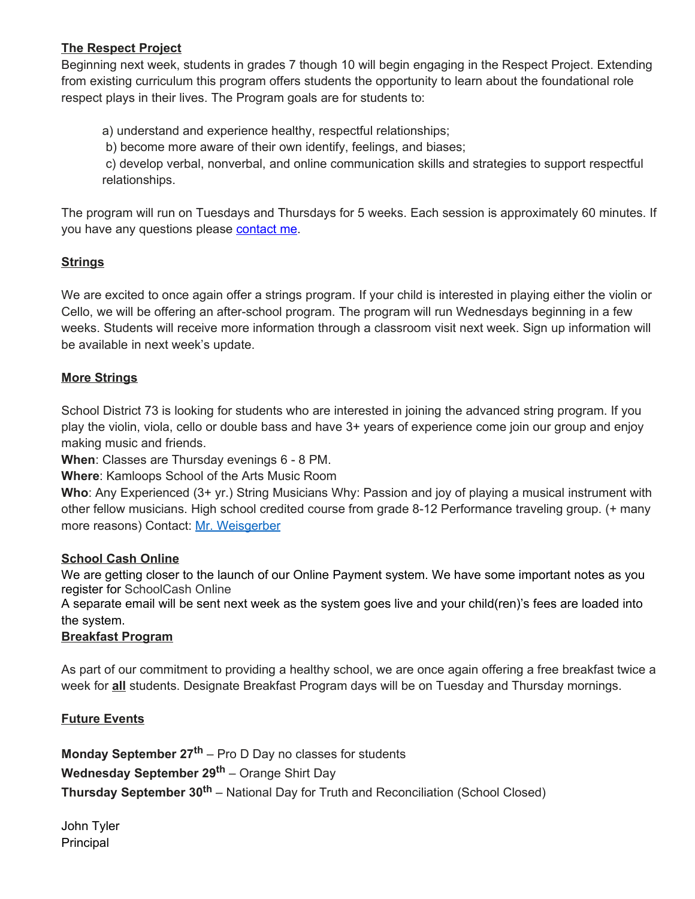**The Respect Project**

Beginning next week, students in grades 7 though 10 will begin engaging in the Respect Project. Extending from existing curriculum this program offers students the opportunity to learn about the foundational role respect plays in their lives. The Program goals are for students to:

a) understand and experience healthy, respectful relationships;
b) become more aware of their own identify, feelings, and biases;
c) develop verbal, nonverbal, and online communication skills and strategies to support respectful relationships.

The program will run on Tuesdays and Thursdays for 5 weeks. Each session is approximately 60 minutes. If you have any questions please contact me.

**Strings**

We are excited to once again offer a strings program. If your child is interested in playing either the violin or Cello, we will be offering an after-school program. The program will run Wednesdays beginning in a few weeks. Students will receive more information through a classroom visit next week. Sign up information will be available in next week's update.

**More Strings**

School District 73 is looking for students who are interested in joining the advanced string program. If you play the violin, viola, cello or double bass and have 3+ years of experience come join our group and enjoy making music and friends.
**When**: Classes are Thursday evenings 6 - 8 PM.
**Where**: Kamloops School of the Arts Music Room
**Who**: Any Experienced (3+ yr.) String Musicians Why: Passion and joy of playing a musical instrument with other fellow musicians. High school credited course from grade 8-12 Performance traveling group. (+ many more reasons) Contact: Mr. Weisgerber

**School Cash Online**

We are getting closer to the launch of our Online Payment system. We have some important notes as you register for SchoolCash Online
A separate email will be sent next week as the system goes live and your child(ren)'s fees are loaded into the system.

**Breakfast Program**

As part of our commitment to providing a healthy school, we are once again offering a free breakfast twice a week for **all** students. Designate Breakfast Program days will be on Tuesday and Thursday mornings.

**Future Events**

**Monday September 27th** – Pro D Day no classes for students
**Wednesday September 29th** – Orange Shirt Day
**Thursday September 30th** – National Day for Truth and Reconciliation (School Closed)

John Tyler
Principal